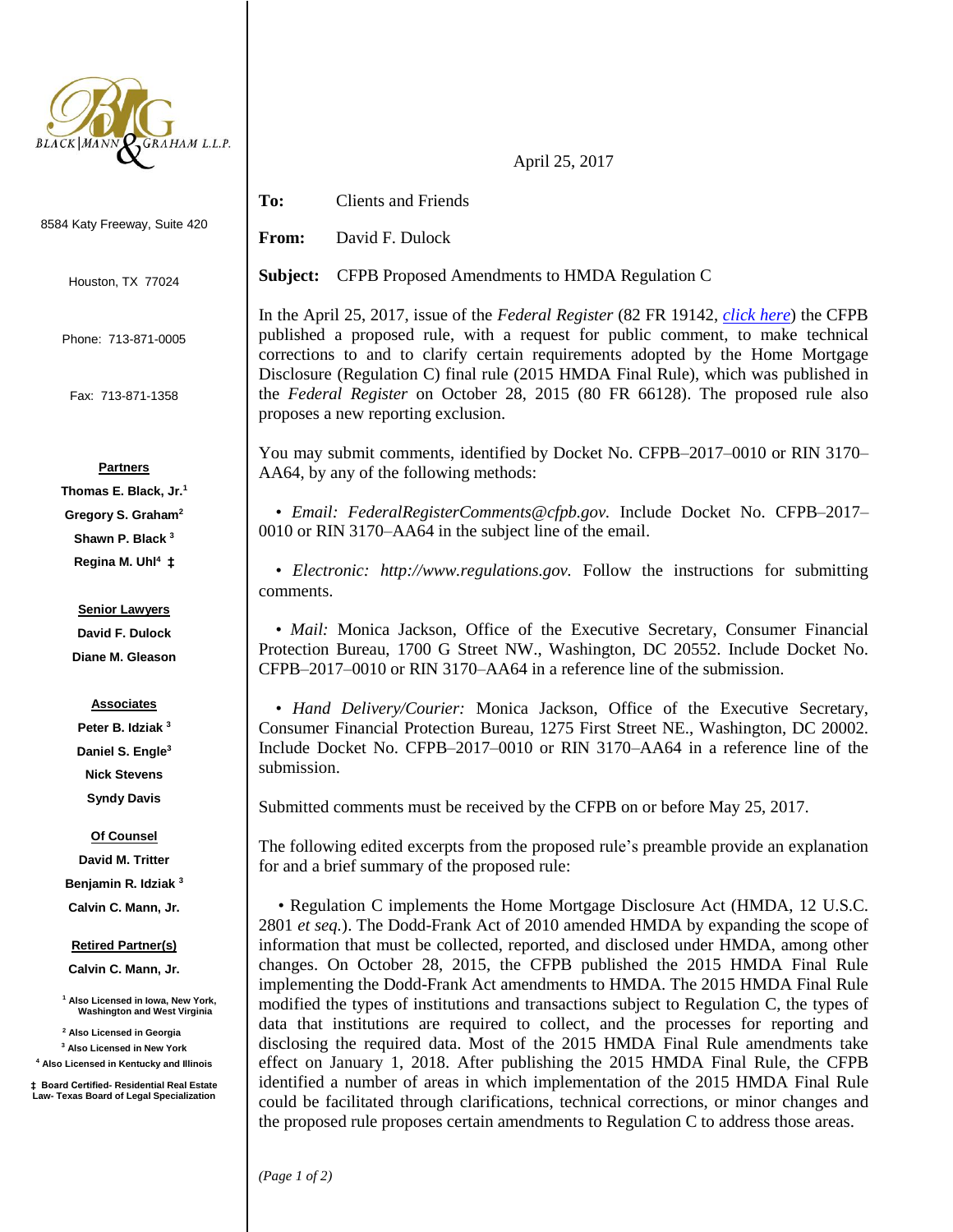BLACK | MANN & GRAHAM L.L.P.

8584 Katy Freeway, Suite 420

Houston, TX 77024

Phone: 713-871-0005

Fax: 713-871-1358

**Partners**

**Thomas E. Black, Jr.**[1]

**Gregory S. Graham**[2]

**Shawn P. Black**[3]

**Regina M. Uhl**[4] **‡**

**Senior Lawyers**

**David F. Dulock**

**Diane M. Gleason**

**Associates**

**Peter B. Idziak**[3]

**Daniel S. Engle**[3]

**Nick Stevens**

**Syndy Davis**

**Of Counsel**

**David M. Tritter**

**Benjamin R. Idziak**[3]

**Calvin C. Mann, Jr.**

**Retired Partner(s)**

**Calvin C. Mann, Jr.**

[1] Also Licensed in Iowa, New York, Washington and West Virginia

[2] Also Licensed in Georgia

[3] Also Licensed in New York

[4] Also Licensed in Kentucky and Illinois

‡ Board Certified- Residential Real Estate Law- Texas Board of Legal Specialization

April 25, 2017

**To:** Clients and Friends

**From:** David F. Dulock

**Subject:** CFPB Proposed Amendments to HMDA Regulation C

In the April 25, 2017, issue of the *Federal Register* (82 FR 19142, *click here*) the CFPB published a proposed rule, with a request for public comment, to make technical corrections to and to clarify certain requirements adopted by the Home Mortgage Disclosure (Regulation C) final rule (2015 HMDA Final Rule), which was published in the *Federal Register* on October 28, 2015 (80 FR 66128). The proposed rule also proposes a new reporting exclusion.

You may submit comments, identified by Docket No. CFPB–2017–0010 or RIN 3170–AA64, by any of the following methods:

- *Email: FederalRegisterComments@cfpb.gov.* Include Docket No. CFPB–2017–0010 or RIN 3170–AA64 in the subject line of the email.

- *Electronic: http://www.regulations.gov.* Follow the instructions for submitting comments.

- *Mail:* Monica Jackson, Office of the Executive Secretary, Consumer Financial Protection Bureau, 1700 G Street NW., Washington, DC 20552. Include Docket No. CFPB–2017–0010 or RIN 3170–AA64 in a reference line of the submission.

- *Hand Delivery/Courier:* Monica Jackson, Office of the Executive Secretary, Consumer Financial Protection Bureau, 1275 First Street NE., Washington, DC 20002. Include Docket No. CFPB–2017–0010 or RIN 3170–AA64 in a reference line of the submission.

Submitted comments must be received by the CFPB on or before May 25, 2017.

The following edited excerpts from the proposed rule's preamble provide an explanation for and a brief summary of the proposed rule:

- Regulation C implements the Home Mortgage Disclosure Act (HMDA, 12 U.S.C. 2801 *et seq.*). The Dodd-Frank Act of 2010 amended HMDA by expanding the scope of information that must be collected, reported, and disclosed under HMDA, among other changes. On October 28, 2015, the CFPB published the 2015 HMDA Final Rule implementing the Dodd-Frank Act amendments to HMDA. The 2015 HMDA Final Rule modified the types of institutions and transactions subject to Regulation C, the types of data that institutions are required to collect, and the processes for reporting and disclosing the required data. Most of the 2015 HMDA Final Rule amendments take effect on January 1, 2018. After publishing the 2015 HMDA Final Rule, the CFPB identified a number of areas in which implementation of the 2015 HMDA Final Rule could be facilitated through clarifications, technical corrections, or minor changes and the proposed rule proposes certain amendments to Regulation C to address those areas.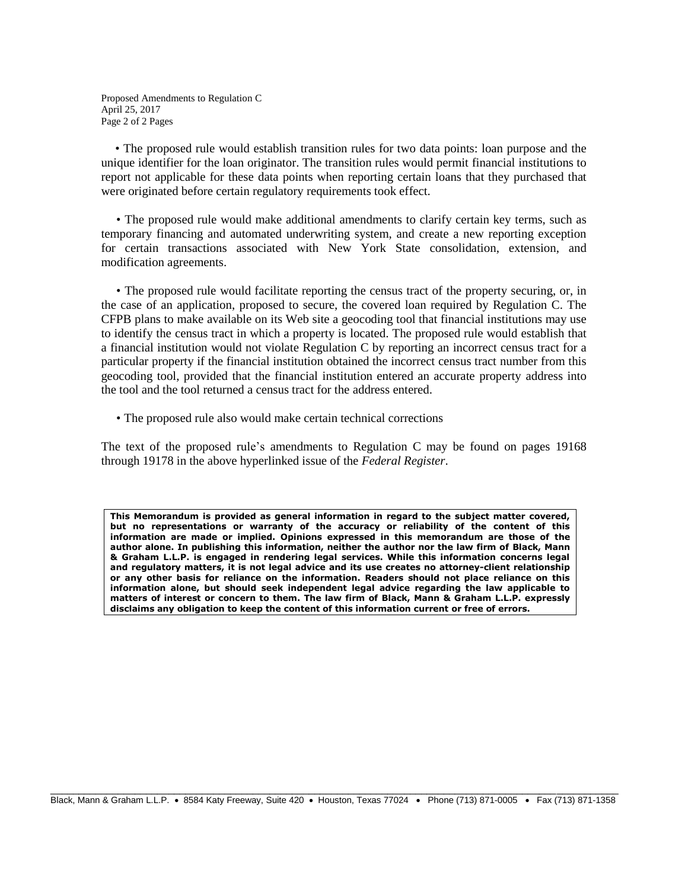- The proposed rule would establish transition rules for two data points: loan purpose and the unique identifier for the loan originator. The transition rules would permit financial institutions to report not applicable for these data points when reporting certain loans that they purchased that were originated before certain regulatory requirements took effect.

- The proposed rule would make additional amendments to clarify certain key terms, such as temporary financing and automated underwriting system, and create a new reporting exception for certain transactions associated with New York State consolidation, extension, and modification agreements.

- The proposed rule would facilitate reporting the census tract of the property securing, or, in the case of an application, proposed to secure, the covered loan required by Regulation C. The CFPB plans to make available on its Web site a geocoding tool that financial institutions may use to identify the census tract in which a property is located. The proposed rule would establish that a financial institution would not violate Regulation C by reporting an incorrect census tract for a particular property if the financial institution obtained the incorrect census tract number from this geocoding tool, provided that the financial institution entered an accurate property address into the tool and the tool returned a census tract for the address entered.

- The proposed rule also would make certain technical corrections

The text of the proposed rule's amendments to Regulation C may be found on pages 19168 through 19178 in the above hyperlinked issue of the *Federal Register*.

**This Memorandum is provided as general information in regard to the subject matter covered, but no representations or warranty of the accuracy or reliability of the content of this information are made or implied. Opinions expressed in this memorandum are those of the author alone. In publishing this information, neither the author nor the law firm of Black, Mann & Graham L.L.P. is engaged in rendering legal services. While this information concerns legal and regulatory matters, it is not legal advice and its use creates no attorney-client relationship or any other basis for reliance on the information. Readers should not place reliance on this information alone, but should seek independent legal advice regarding the law applicable to matters of interest or concern to them. The law firm of Black, Mann & Graham L.L.P. expressly disclaims any obligation to keep the content of this information current or free of errors.**